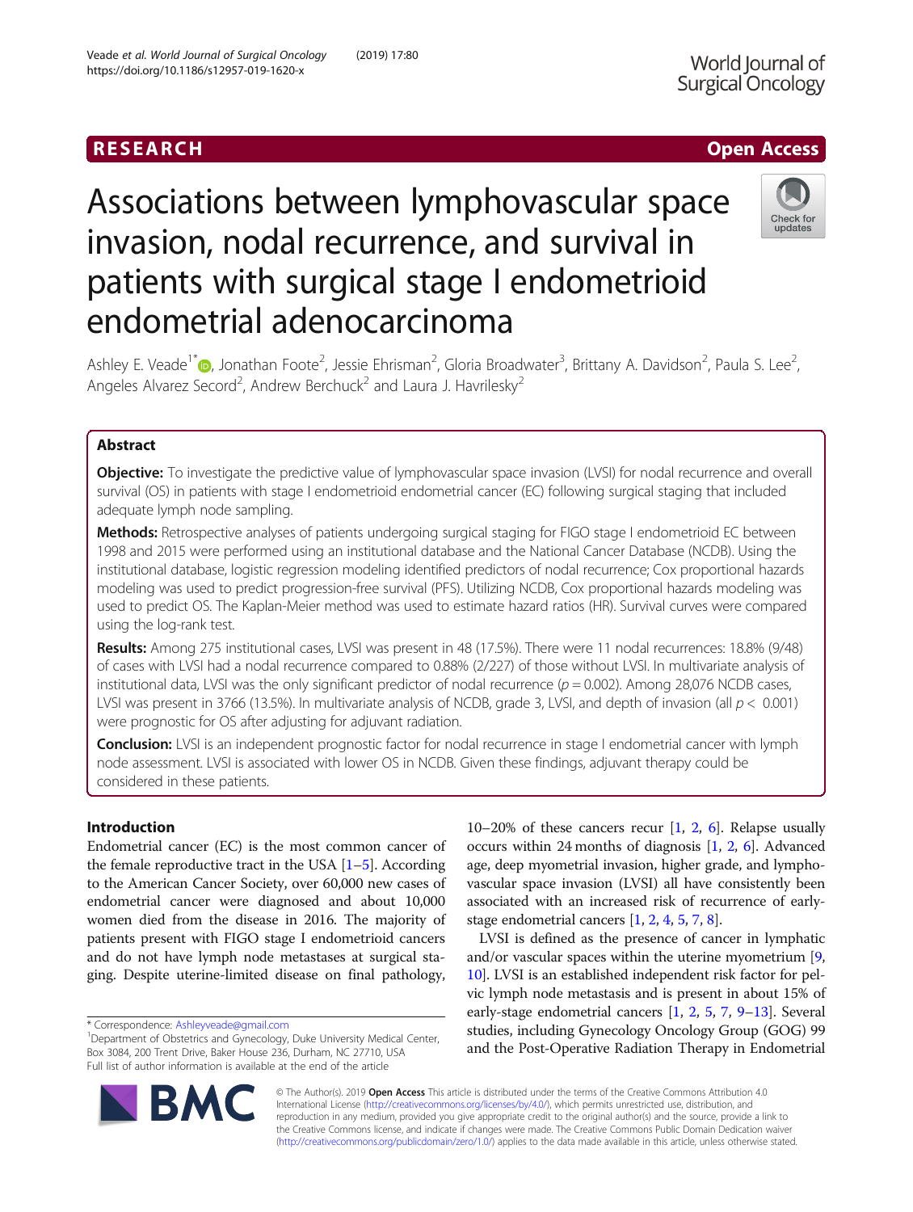RESEARCH

Open Access

# Associations between lymphovascular space invasion, nodal recurrence, and survival in patients with surgical stage I endometrioid endometrial adenocarcinoma

Ashley E. Veade[1*], Jonathan Foote[2], Jessie Ehrisman[2], Gloria Broadwater[3], Brittany A. Davidson[2], Paula S. Lee[2], Angeles Alvarez Secord[2], Andrew Berchuck[2] and Laura J. Havrilesky[2]

## Abstract

**Objective:** To investigate the predictive value of lymphovascular space invasion (LVSI) for nodal recurrence and overall survival (OS) in patients with stage I endometrioid endometrial cancer (EC) following surgical staging that included adequate lymph node sampling.

**Methods:** Retrospective analyses of patients undergoing surgical staging for FIGO stage I endometrioid EC between 1998 and 2015 were performed using an institutional database and the National Cancer Database (NCDB). Using the institutional database, logistic regression modeling identified predictors of nodal recurrence; Cox proportional hazards modeling was used to predict progression-free survival (PFS). Utilizing NCDB, Cox proportional hazards modeling was used to predict OS. The Kaplan-Meier method was used to estimate hazard ratios (HR). Survival curves were compared using the log-rank test.

**Results:** Among 275 institutional cases, LVSI was present in 48 (17.5%). There were 11 nodal recurrences: 18.8% (9/48) of cases with LVSI had a nodal recurrence compared to 0.88% (2/227) of those without LVSI. In multivariate analysis of institutional data, LVSI was the only significant predictor of nodal recurrence ($p = 0.002$). Among 28,076 NCDB cases, LVSI was present in 3766 (13.5%). In multivariate analysis of NCDB, grade 3, LVSI, and depth of invasion (all $p < 0.001$) were prognostic for OS after adjusting for adjuvant radiation.

**Conclusion:** LVSI is an independent prognostic factor for nodal recurrence in stage I endometrial cancer with lymph node assessment. LVSI is associated with lower OS in NCDB. Given these findings, adjuvant therapy could be considered in these patients.

## Introduction

Endometrial cancer (EC) is the most common cancer of the female reproductive tract in the USA [1–5]. According to the American Cancer Society, over 60,000 new cases of endometrial cancer were diagnosed and about 10,000 women died from the disease in 2016. The majority of patients present with FIGO stage I endometrioid cancers and do not have lymph node metastases at surgical staging. Despite uterine-limited disease on final pathology, 10–20% of these cancers recur [1, 2, 6]. Relapse usually occurs within 24 months of diagnosis [1, 2, 6]. Advanced age, deep myometrial invasion, higher grade, and lymphovascular space invasion (LVSI) all have consistently been associated with an increased risk of recurrence of early-stage endometrial cancers [1, 2, 4, 5, 7, 8].

LVSI is defined as the presence of cancer in lymphatic and/or vascular spaces within the uterine myometrium [9, 10]. LVSI is an established independent risk factor for pelvic lymph node metastasis and is present in about 15% of early-stage endometrial cancers [1, 2, 5, 7, 9–13]. Several studies, including Gynecology Oncology Group (GOG) 99 and the Post-Operative Radiation Therapy in Endometrial

* Correspondence: Ashleyveade@gmail.com
[1]Department of Obstetrics and Gynecology, Duke University Medical Center, Box 3084, 200 Trent Drive, Baker House 236, Durham, NC 27710, USA
Full list of author information is available at the end of the article

© The Author(s). 2019 **Open Access** This article is distributed under the terms of the Creative Commons Attribution 4.0 International License (http://creativecommons.org/licenses/by/4.0/), which permits unrestricted use, distribution, and reproduction in any medium, provided you give appropriate credit to the original author(s) and the source, provide a link to the Creative Commons license, and indicate if changes were made. The Creative Commons Public Domain Dedication waiver (http://creativecommons.org/publicdomain/zero/1.0/) applies to the data made available in this article, unless otherwise stated.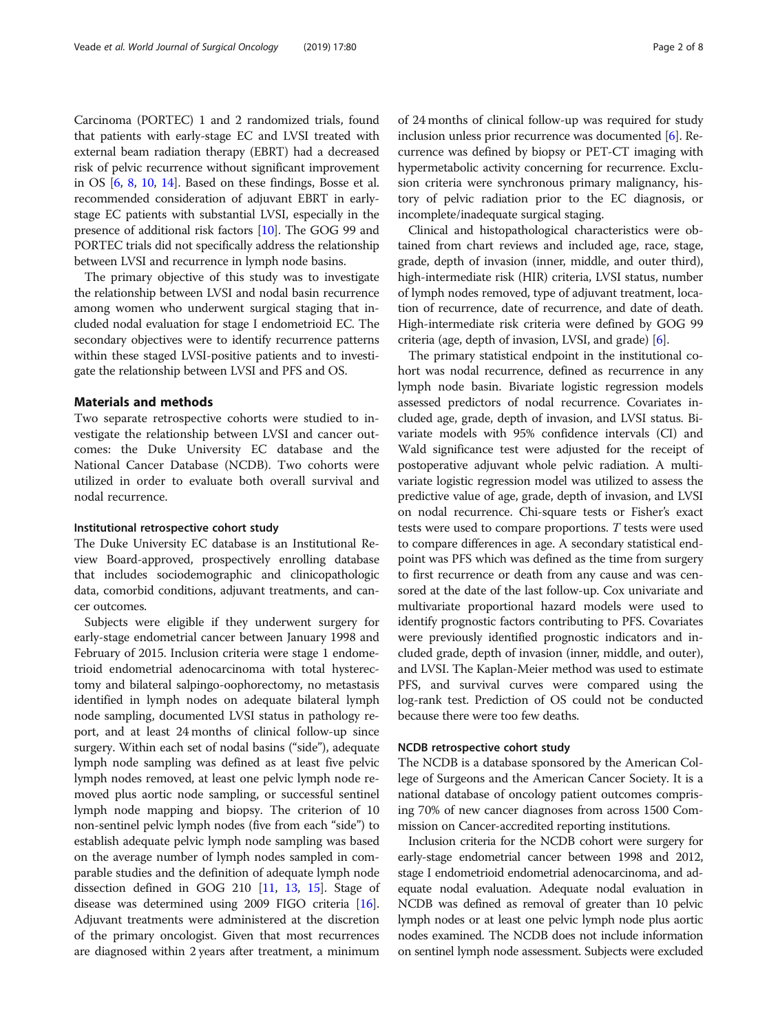Carcinoma (PORTEC) 1 and 2 randomized trials, found that patients with early-stage EC and LVSI treated with external beam radiation therapy (EBRT) had a decreased risk of pelvic recurrence without significant improvement in OS [6, 8, 10, 14]. Based on these findings, Bosse et al. recommended consideration of adjuvant EBRT in early-stage EC patients with substantial LVSI, especially in the presence of additional risk factors [10]. The GOG 99 and PORTEC trials did not specifically address the relationship between LVSI and recurrence in lymph node basins.

The primary objective of this study was to investigate the relationship between LVSI and nodal basin recurrence among women who underwent surgical staging that included nodal evaluation for stage I endometrioid EC. The secondary objectives were to identify recurrence patterns within these staged LVSI-positive patients and to investigate the relationship between LVSI and PFS and OS.

## Materials and methods

Two separate retrospective cohorts were studied to investigate the relationship between LVSI and cancer outcomes: the Duke University EC database and the National Cancer Database (NCDB). Two cohorts were utilized in order to evaluate both overall survival and nodal recurrence.

### Institutional retrospective cohort study

The Duke University EC database is an Institutional Review Board-approved, prospectively enrolling database that includes sociodemographic and clinicopathologic data, comorbid conditions, adjuvant treatments, and cancer outcomes.

Subjects were eligible if they underwent surgery for early-stage endometrial cancer between January 1998 and February of 2015. Inclusion criteria were stage 1 endometrioid endometrial adenocarcinoma with total hysterectomy and bilateral salpingo-oophorectomy, no metastasis identified in lymph nodes on adequate bilateral lymph node sampling, documented LVSI status in pathology report, and at least 24 months of clinical follow-up since surgery. Within each set of nodal basins ("side"), adequate lymph node sampling was defined as at least five pelvic lymph nodes removed, at least one pelvic lymph node removed plus aortic node sampling, or successful sentinel lymph node mapping and biopsy. The criterion of 10 non-sentinel pelvic lymph nodes (five from each "side") to establish adequate pelvic lymph node sampling was based on the average number of lymph nodes sampled in comparable studies and the definition of adequate lymph node dissection defined in GOG 210 [11, 13, 15]. Stage of disease was determined using 2009 FIGO criteria [16]. Adjuvant treatments were administered at the discretion of the primary oncologist. Given that most recurrences are diagnosed within 2 years after treatment, a minimum of 24 months of clinical follow-up was required for study inclusion unless prior recurrence was documented [6]. Recurrence was defined by biopsy or PET-CT imaging with hypermetabolic activity concerning for recurrence. Exclusion criteria were synchronous primary malignancy, history of pelvic radiation prior to the EC diagnosis, or incomplete/inadequate surgical staging.

Clinical and histopathological characteristics were obtained from chart reviews and included age, race, stage, grade, depth of invasion (inner, middle, and outer third), high-intermediate risk (HIR) criteria, LVSI status, number of lymph nodes removed, type of adjuvant treatment, location of recurrence, date of recurrence, and date of death. High-intermediate risk criteria were defined by GOG 99 criteria (age, depth of invasion, LVSI, and grade) [6].

The primary statistical endpoint in the institutional cohort was nodal recurrence, defined as recurrence in any lymph node basin. Bivariate logistic regression models assessed predictors of nodal recurrence. Covariates included age, grade, depth of invasion, and LVSI status. Bivariate models with 95% confidence intervals (CI) and Wald significance test were adjusted for the receipt of postoperative adjuvant whole pelvic radiation. A multivariate logistic regression model was utilized to assess the predictive value of age, grade, depth of invasion, and LVSI on nodal recurrence. Chi-square tests or Fisher's exact tests were used to compare proportions. *T* tests were used to compare differences in age. A secondary statistical endpoint was PFS which was defined as the time from surgery to first recurrence or death from any cause and was censored at the date of the last follow-up. Cox univariate and multivariate proportional hazard models were used to identify prognostic factors contributing to PFS. Covariates were previously identified prognostic indicators and included grade, depth of invasion (inner, middle, and outer), and LVSI. The Kaplan-Meier method was used to estimate PFS, and survival curves were compared using the log-rank test. Prediction of OS could not be conducted because there were too few deaths.

### NCDB retrospective cohort study

The NCDB is a database sponsored by the American College of Surgeons and the American Cancer Society. It is a national database of oncology patient outcomes comprising 70% of new cancer diagnoses from across 1500 Commission on Cancer-accredited reporting institutions.

Inclusion criteria for the NCDB cohort were surgery for early-stage endometrial cancer between 1998 and 2012, stage I endometrioid endometrial adenocarcinoma, and adequate nodal evaluation. Adequate nodal evaluation in NCDB was defined as removal of greater than 10 pelvic lymph nodes or at least one pelvic lymph node plus aortic nodes examined. The NCDB does not include information on sentinel lymph node assessment. Subjects were excluded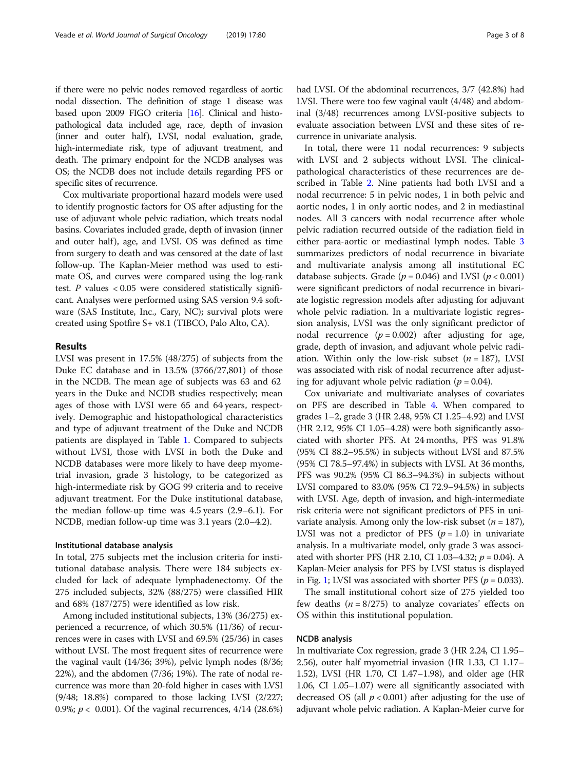if there were no pelvic nodes removed regardless of aortic nodal dissection. The definition of stage 1 disease was based upon 2009 FIGO criteria [16]. Clinical and histopathological data included age, race, depth of invasion (inner and outer half), LVSI, nodal evaluation, grade, high-intermediate risk, type of adjuvant treatment, and death. The primary endpoint for the NCDB analyses was OS; the NCDB does not include details regarding PFS or specific sites of recurrence.

Cox multivariate proportional hazard models were used to identify prognostic factors for OS after adjusting for the use of adjuvant whole pelvic radiation, which treats nodal basins. Covariates included grade, depth of invasion (inner and outer half), age, and LVSI. OS was defined as time from surgery to death and was censored at the date of last follow-up. The Kaplan-Meier method was used to estimate OS, and curves were compared using the log-rank test. $P$ values $< 0.05$ were considered statistically significant. Analyses were performed using SAS version 9.4 software (SAS Institute, Inc., Cary, NC); survival plots were created using Spotfire S+ v8.1 (TIBCO, Palo Alto, CA).

## Results

LVSI was present in 17.5% (48/275) of subjects from the Duke EC database and in 13.5% (3766/27,801) of those in the NCDB. The mean age of subjects was 63 and 62 years in the Duke and NCDB studies respectively; mean ages of those with LVSI were 65 and 64 years, respectively. Demographic and histopathological characteristics and type of adjuvant treatment of the Duke and NCDB patients are displayed in Table 1. Compared to subjects without LVSI, those with LVSI in both the Duke and NCDB databases were more likely to have deep myometrial invasion, grade 3 histology, to be categorized as high-intermediate risk by GOG 99 criteria and to receive adjuvant treatment. For the Duke institutional database, the median follow-up time was 4.5 years (2.9–6.1). For NCDB, median follow-up time was 3.1 years (2.0–4.2).

### Institutional database analysis

In total, 275 subjects met the inclusion criteria for institutional database analysis. There were 184 subjects excluded for lack of adequate lymphadenectomy. Of the 275 included subjects, 32% (88/275) were classified HIR and 68% (187/275) were identified as low risk.

Among included institutional subjects, 13% (36/275) experienced a recurrence, of which 30.5% (11/36) of recurrences were in cases with LVSI and 69.5% (25/36) in cases without LVSI. The most frequent sites of recurrence were the vaginal vault (14/36; 39%), pelvic lymph nodes (8/36; 22%), and the abdomen (7/36; 19%). The rate of nodal recurrence was more than 20-fold higher in cases with LVSI (9/48; 18.8%) compared to those lacking LVSI (2/227; 0.9%; $p < 0.001$). Of the vaginal recurrences, 4/14 (28.6%) had LVSI. Of the abdominal recurrences, 3/7 (42.8%) had LVSI. There were too few vaginal vault (4/48) and abdominal (3/48) recurrences among LVSI-positive subjects to evaluate association between LVSI and these sites of recurrence in univariate analysis.

In total, there were 11 nodal recurrences: 9 subjects with LVSI and 2 subjects without LVSI. The clinical-pathological characteristics of these recurrences are described in Table 2. Nine patients had both LVSI and a nodal recurrence: 5 in pelvic nodes, 1 in both pelvic and aortic nodes, 1 in only aortic nodes, and 2 in mediastinal nodes. All 3 cancers with nodal recurrence after whole pelvic radiation recurred outside of the radiation field in either para-aortic or mediastinal lymph nodes. Table 3 summarizes predictors of nodal recurrence in bivariate and multivariate analysis among all institutional EC database subjects. Grade ($p = 0.046$) and LVSI ($p < 0.001$) were significant predictors of nodal recurrence in bivariate logistic regression models after adjusting for adjuvant whole pelvic radiation. In a multivariate logistic regression analysis, LVSI was the only significant predictor of nodal recurrence ($p = 0.002$) after adjusting for age, grade, depth of invasion, and adjuvant whole pelvic radiation. Within only the low-risk subset ($n = 187$), LVSI was associated with risk of nodal recurrence after adjusting for adjuvant whole pelvic radiation ($p = 0.04$).

Cox univariate and multivariate analyses of covariates on PFS are described in Table 4. When compared to grades 1–2, grade 3 (HR 2.48, 95% CI 1.25–4.92) and LVSI (HR 2.12, 95% CI 1.05–4.28) were both significantly associated with shorter PFS. At 24 months, PFS was 91.8% (95% CI 88.2–95.5%) in subjects without LVSI and 87.5% (95% CI 78.5–97.4%) in subjects with LVSI. At 36 months, PFS was 90.2% (95% CI 86.3–94.3%) in subjects without LVSI compared to 83.0% (95% CI 72.9–94.5%) in subjects with LVSI. Age, depth of invasion, and high-intermediate risk criteria were not significant predictors of PFS in univariate analysis. Among only the low-risk subset ($n = 187$), LVSI was not a predictor of PFS ($p = 1.0$) in univariate analysis. In a multivariate model, only grade 3 was associated with shorter PFS (HR 2.10, CI 1.03–4.32; $p = 0.04$). A Kaplan-Meier analysis for PFS by LVSI status is displayed in Fig. 1; LVSI was associated with shorter PFS ($p = 0.033$).

The small institutional cohort size of 275 yielded too few deaths ($n = 8/275$) to analyze covariates' effects on OS within this institutional population.

### NCDB analysis

In multivariate Cox regression, grade 3 (HR 2.24, CI 1.95–2.56), outer half myometrial invasion (HR 1.33, CI 1.17–1.52), LVSI (HR 1.70, CI 1.47–1.98), and older age (HR 1.06, CI 1.05–1.07) were all significantly associated with decreased OS (all $p < 0.001$) after adjusting for the use of adjuvant whole pelvic radiation. A Kaplan-Meier curve for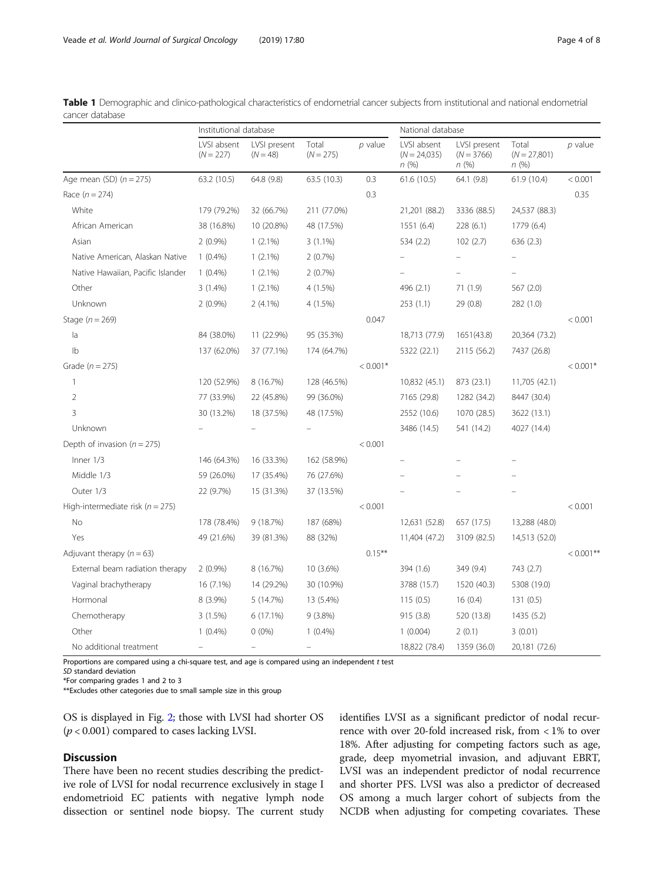**Table 1** Demographic and clinico-pathological characteristics of endometrial cancer subjects from institutional and national endometrial cancer database

| | Institutional database | | | | National database | | | |
|---|---|---|---|---|---|---|---|---|
| | LVSI absent ($N = 227$) | LVSI present ($N = 48$) | Total ($N = 275$) | *p* value | LVSI absent ($N = 24,035$) *n* (%) | LVSI present ($N = 3766$) *n* (%) | Total ($N = 27,801$) *n* (%) | *p* value |
| Age mean (SD) ($n = 275$) | 63.2 (10.5) | 64.8 (9.8) | 63.5 (10.3) | 0.3 | 61.6 (10.5) | 64.1 (9.8) | 61.9 (10.4) | < 0.001 |
| Race ($n = 274$) | | | | 0.3 | | | | 0.35 |
| White | 179 (79.2%) | 32 (66.7%) | 211 (77.0%) | | 21,201 (88.2) | 3336 (88.5) | 24,537 (88.3) | |
| African American | 38 (16.8%) | 10 (20.8%) | 48 (17.5%) | | 1551 (6.4) | 228 (6.1) | 1779 (6.4) | |
| Asian | 2 (0.9%) | 1 (2.1%) | 3 (1.1%) | | 534 (2.2) | 102 (2.7) | 636 (2.3) | |
| Native American, Alaskan Native | 1 (0.4%) | 1 (2.1%) | 2 (0.7%) | | – | – | – | |
| Native Hawaiian, Pacific Islander | 1 (0.4%) | 1 (2.1%) | 2 (0.7%) | | – | – | – | |
| Other | 3 (1.4%) | 1 (2.1%) | 4 (1.5%) | | 496 (2.1) | 71 (1.9) | 567 (2.0) | |
| Unknown | 2 (0.9%) | 2 (4.1%) | 4 (1.5%) | | 253 (1.1) | 29 (0.8) | 282 (1.0) | |
| Stage ($n = 269$) | | | | 0.047 | | | | < 0.001 |
| Ia | 84 (38.0%) | 11 (22.9%) | 95 (35.3%) | | 18,713 (77.9) | 1651(43.8) | 20,364 (73.2) | |
| Ib | 137 (62.0%) | 37 (77.1%) | 174 (64.7%) | | 5322 (22.1) | 2115 (56.2) | 7437 (26.8) | |
| Grade ($n = 275$) | | | | < 0.001* | | | | < 0.001* |
| 1 | 120 (52.9%) | 8 (16.7%) | 128 (46.5%) | | 10,832 (45.1) | 873 (23.1) | 11,705 (42.1) | |
| 2 | 77 (33.9%) | 22 (45.8%) | 99 (36.0%) | | 7165 (29.8) | 1282 (34.2) | 8447 (30.4) | |
| 3 | 30 (13.2%) | 18 (37.5%) | 48 (17.5%) | | 2552 (10.6) | 1070 (28.5) | 3622 (13.1) | |
| Unknown | – | – | – | | 3486 (14.5) | 541 (14.2) | 4027 (14.4) | |
| Depth of invasion ($n = 275$) | | | | < 0.001 | | | | |
| Inner 1/3 | 146 (64.3%) | 16 (33.3%) | 162 (58.9%) | | – | – | – | |
| Middle 1/3 | 59 (26.0%) | 17 (35.4%) | 76 (27.6%) | | – | – | – | |
| Outer 1/3 | 22 (9.7%) | 15 (31.3%) | 37 (13.5%) | | – | – | – | |
| High-intermediate risk ($n = 275$) | | | | < 0.001 | | | | < 0.001 |
| No | 178 (78.4%) | 9 (18.7%) | 187 (68%) | | 12,631 (52.8) | 657 (17.5) | 13,288 (48.0) | |
| Yes | 49 (21.6%) | 39 (81.3%) | 88 (32%) | | 11,404 (47.2) | 3109 (82.5) | 14,513 (52.0) | |
| Adjuvant therapy ($n = 63$) | | | | 0.15** | | | | < 0.001** |
| External beam radiation therapy | 2 (0.9%) | 8 (16.7%) | 10 (3.6%) | | 394 (1.6) | 349 (9.4) | 743 (2.7) | |
| Vaginal brachytherapy | 16 (7.1%) | 14 (29.2%) | 30 (10.9%) | | 3788 (15.7) | 1520 (40.3) | 5308 (19.0) | |
| Hormonal | 8 (3.9%) | 5 (14.7%) | 13 (5.4%) | | 115 (0.5) | 16 (0.4) | 131 (0.5) | |
| Chemotherapy | 3 (1.5%) | 6 (17.1%) | 9 (3.8%) | | 915 (3.8) | 520 (13.8) | 1435 (5.2) | |
| Other | 1 (0.4%) | 0 (0%) | 1 (0.4%) | | 1 (0.004) | 2 (0.1) | 3 (0.01) | |
| No additional treatment | – | – | – | | 18,822 (78.4) | 1359 (36.0) | 20,181 (72.6) | |

Proportions are compared using a chi-square test, and age is compared using an independent *t* test

*SD* standard deviation

*For comparing grades 1 and 2 to 3

**Excludes other categories due to small sample size in this group

OS is displayed in Fig. 2; those with LVSI had shorter OS ($p < 0.001$) compared to cases lacking LVSI.

## Discussion

There have been no recent studies describing the predictive role of LVSI for nodal recurrence exclusively in stage I endometrioid EC patients with negative lymph node dissection or sentinel node biopsy. The current study identifies LVSI as a significant predictor of nodal recurrence with over 20-fold increased risk, from < 1% to over 18%. After adjusting for competing factors such as age, grade, deep myometrial invasion, and adjuvant EBRT, LVSI was an independent predictor of nodal recurrence and shorter PFS. LVSI was also a predictor of decreased OS among a much larger cohort of subjects from the NCDB when adjusting for competing covariates. These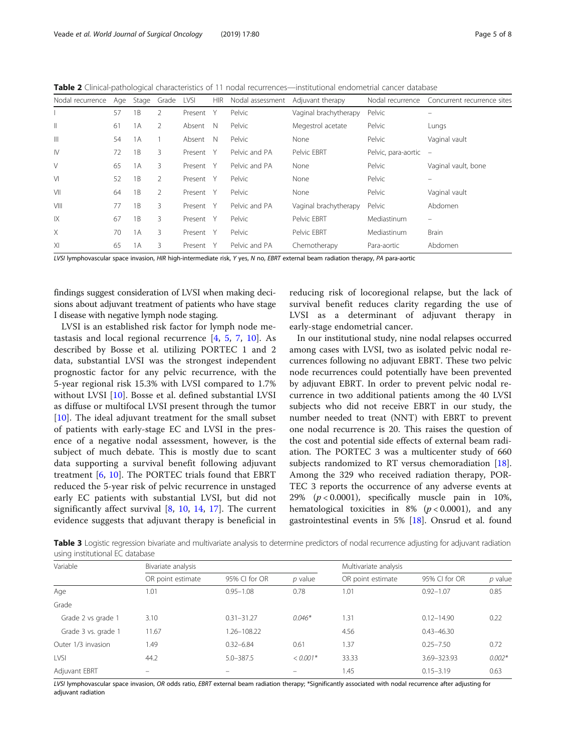**Table 2** Clinical-pathological characteristics of 11 nodal recurrences—institutional endometrial cancer database

| Nodal recurrence | Age | Stage | Grade | LVSI | HIR | Nodal assessment | Adjuvant therapy | Nodal recurrence | Concurrent recurrence sites |
|---|---|---|---|---|---|---|---|---|---|
| I | 57 | 1B | 2 | Present | Y | Pelvic | Vaginal brachytherapy | Pelvic | – |
| II | 61 | 1A | 2 | Absent | N | Pelvic | Megestrol acetate | Pelvic | Lungs |
| III | 54 | 1A | 1 | Absent | N | Pelvic | None | Pelvic | Vaginal vault |
| IV | 72 | 1B | 3 | Present | Y | Pelvic and PA | Pelvic EBRT | Pelvic, para-aortic | – |
| V | 65 | 1A | 3 | Present | Y | Pelvic and PA | None | Pelvic | Vaginal vault, bone |
| VI | 52 | 1B | 2 | Present | Y | Pelvic | None | Pelvic | – |
| VII | 64 | 1B | 2 | Present | Y | Pelvic | None | Pelvic | Vaginal vault |
| VIII | 77 | 1B | 3 | Present | Y | Pelvic and PA | Vaginal brachytherapy | Pelvic | Abdomen |
| IX | 67 | 1B | 3 | Present | Y | Pelvic | Pelvic EBRT | Mediastinum | – |
| X | 70 | 1A | 3 | Present | Y | Pelvic | Pelvic EBRT | Mediastinum | Brain |
| XI | 65 | 1A | 3 | Present | Y | Pelvic and PA | Chemotherapy | Para-aortic | Abdomen |

*LVSI* lymphovascular space invasion, *HIR* high-intermediate risk, *Y* yes, *N* no, *EBRT* external beam radiation therapy, *PA* para-aortic

findings suggest consideration of LVSI when making decisions about adjuvant treatment of patients who have stage I disease with negative lymph node staging.

LVSI is an established risk factor for lymph node metastasis and local regional recurrence [4, 5, 7, 10]. As described by Bosse et al. utilizing PORTEC 1 and 2 data, substantial LVSI was the strongest independent prognostic factor for any pelvic recurrence, with the 5-year regional risk 15.3% with LVSI compared to 1.7% without LVSI [10]. Bosse et al. defined substantial LVSI as diffuse or multifocal LVSI present through the tumor [10]. The ideal adjuvant treatment for the small subset of patients with early-stage EC and LVSI in the presence of a negative nodal assessment, however, is the subject of much debate. This is mostly due to scant data supporting a survival benefit following adjuvant treatment [6, 10]. The PORTEC trials found that EBRT reduced the 5-year risk of pelvic recurrence in unstaged early EC patients with substantial LVSI, but did not significantly affect survival [8, 10, 14, 17]. The current evidence suggests that adjuvant therapy is beneficial in reducing risk of locoregional relapse, but the lack of survival benefit reduces clarity regarding the use of LVSI as a determinant of adjuvant therapy in early-stage endometrial cancer.

In our institutional study, nine nodal relapses occurred among cases with LVSI, two as isolated pelvic nodal recurrences following no adjuvant EBRT. These two pelvic node recurrences could potentially have been prevented by adjuvant EBRT. In order to prevent pelvic nodal recurrence in two additional patients among the 40 LVSI subjects who did not receive EBRT in our study, the number needed to treat (NNT) with EBRT to prevent one nodal recurrence is 20. This raises the question of the cost and potential side effects of external beam radiation. The PORTEC 3 was a multicenter study of 660 subjects randomized to RT versus chemoradiation [18]. Among the 329 who received radiation therapy, PORTEC 3 reports the occurrence of any adverse events at 29% ($p < 0.0001$), specifically muscle pain in 10%, hematological toxicities in 8% ($p < 0.0001$), and any gastrointestinal events in 5% [18]. Onsrud et al. found

**Table 3** Logistic regression bivariate and multivariate analysis to determine predictors of nodal recurrence adjusting for adjuvant radiation using institutional EC database

| Variable | Bivariate analysis | | | Multivariate analysis | | |
|---|---|---|---|---|---|---|
| | OR point estimate | 95% CI for OR | *p* value | OR point estimate | 95% CI for OR | *p* value |
| Age | 1.01 | 0.95–1.08 | 0.78 | 1.01 | 0.92–1.07 | 0.85 |
| Grade | | | | | | |
| Grade 2 vs grade 1 | 3.10 | 0.31–31.27 | *0.046\** | 1.31 | 0.12–14.90 | 0.22 |
| Grade 3 vs. grade 1 | 11.67 | 1.26–108.22 | | 4.56 | 0.43–46.30 | |
| Outer 1/3 invasion | 1.49 | 0.32–6.84 | 0.61 | 1.37 | 0.25–7.50 | 0.72 |
| LVSI | 44.2 | 5.0–387.5 | *< 0.001\** | 33.33 | 3.69–323.93 | *0.002\** |
| Adjuvant EBRT | – | – | – | 1.45 | 0.15–3.19 | 0.63 |

*LVSI* lymphovascular space invasion, *OR* odds ratio, *EBRT* external beam radiation therapy; *Significantly associated with nodal recurrence after adjusting for adjuvant radiation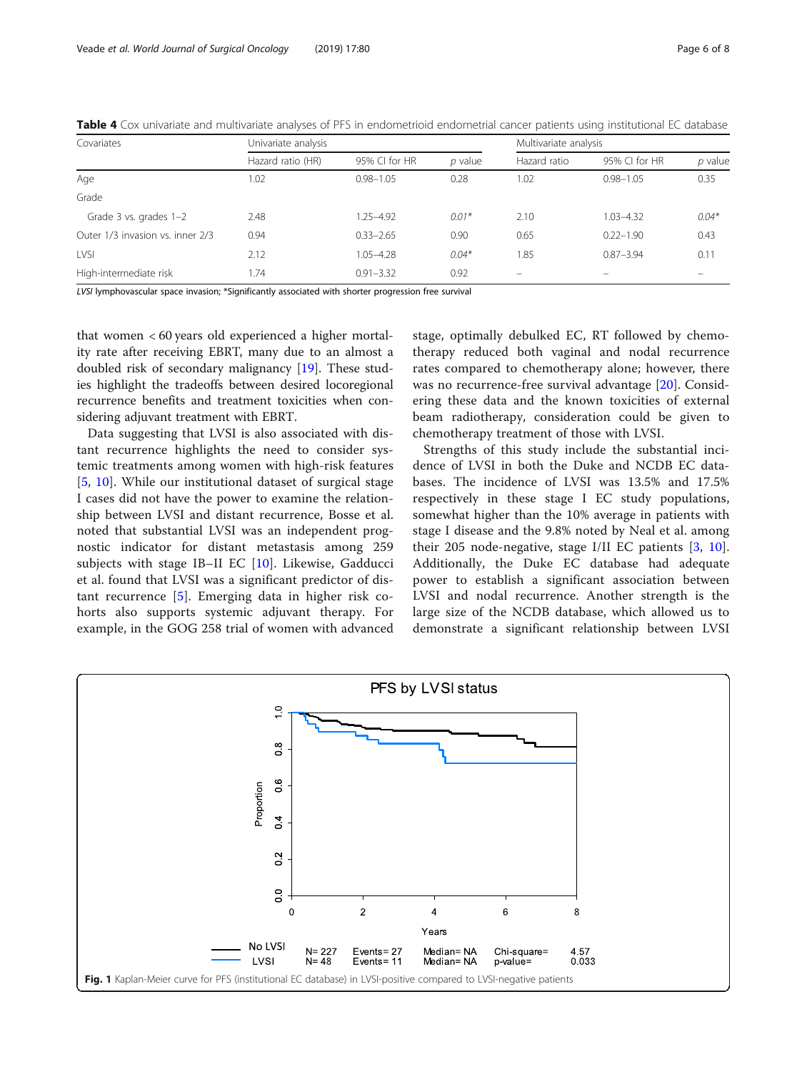**Table 4** Cox univariate and multivariate analyses of PFS in endometrioid endometrial cancer patients using institutional EC database

| Covariates | Univariate analysis | | | Multivariate analysis | | |
|---|---|---|---|---|---|---|
| | Hazard ratio (HR) | 95% CI for HR | *p* value | Hazard ratio | 95% CI for HR | *p* value |
| Age | 1.02 | 0.98–1.05 | 0.28 | 1.02 | 0.98–1.05 | 0.35 |
| Grade | | | | | | |
| Grade 3 vs. grades 1–2 | 2.48 | 1.25–4.92 | *0.01** | 2.10 | 1.03–4.32 | *0.04** |
| Outer 1/3 invasion vs. inner 2/3 | 0.94 | 0.33–2.65 | 0.90 | 0.65 | 0.22–1.90 | 0.43 |
| LVSI | 2.12 | 1.05–4.28 | *0.04** | 1.85 | 0.87–3.94 | 0.11 |
| High-intermediate risk | 1.74 | 0.91–3.32 | 0.92 | – | – | – |

*LVSI* lymphovascular space invasion; *Significantly associated with shorter progression free survival

that women < 60 years old experienced a higher mortality rate after receiving EBRT, many due to an almost a doubled risk of secondary malignancy [19]. These studies highlight the tradeoffs between desired locoregional recurrence benefits and treatment toxicities when considering adjuvant treatment with EBRT.

Data suggesting that LVSI is also associated with distant recurrence highlights the need to consider systemic treatments among women with high-risk features [5, 10]. While our institutional dataset of surgical stage I cases did not have the power to examine the relationship between LVSI and distant recurrence, Bosse et al. noted that substantial LVSI was an independent prognostic indicator for distant metastasis among 259 subjects with stage IB–II EC [10]. Likewise, Gadducci et al. found that LVSI was a significant predictor of distant recurrence [5]. Emerging data in higher risk cohorts also supports systemic adjuvant therapy. For example, in the GOG 258 trial of women with advanced stage, optimally debulked EC, RT followed by chemotherapy reduced both vaginal and nodal recurrence rates compared to chemotherapy alone; however, there was no recurrence-free survival advantage [20]. Considering these data and the known toxicities of external beam radiotherapy, consideration could be given to chemotherapy treatment of those with LVSI.

Strengths of this study include the substantial incidence of LVSI in both the Duke and NCDB EC databases. The incidence of LVSI was 13.5% and 17.5% respectively in these stage I EC study populations, somewhat higher than the 10% average in patients with stage I disease and the 9.8% noted by Neal et al. among their 205 node-negative, stage I/II EC patients [3, 10]. Additionally, the Duke EC database had adequate power to establish a significant association between LVSI and nodal recurrence. Another strength is the large size of the NCDB database, which allowed us to demonstrate a significant relationship between LVSI

**Fig. 1** Kaplan-Meier curve for PFS (institutional EC database) in LVSI-positive compared to LVSI-negative patients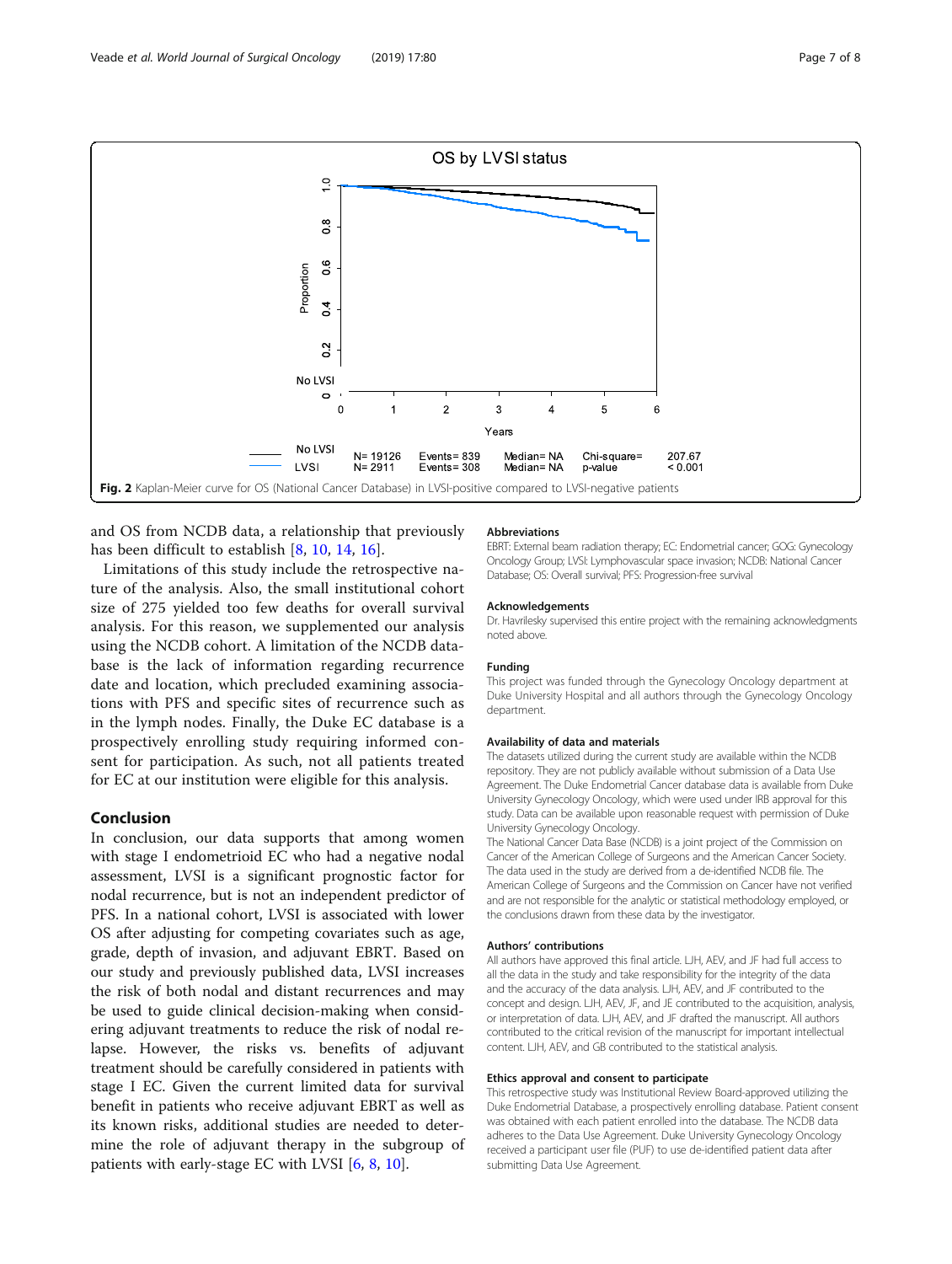Fig. 2 Kaplan-Meier curve for OS (National Cancer Database) in LVSI-positive compared to LVSI-negative patients

and OS from NCDB data, a relationship that previously has been difficult to establish [8, 10, 14, 16].

Limitations of this study include the retrospective nature of the analysis. Also, the small institutional cohort size of 275 yielded too few deaths for overall survival analysis. For this reason, we supplemented our analysis using the NCDB cohort. A limitation of the NCDB database is the lack of information regarding recurrence date and location, which precluded examining associations with PFS and specific sites of recurrence such as in the lymph nodes. Finally, the Duke EC database is a prospectively enrolling study requiring informed consent for participation. As such, not all patients treated for EC at our institution were eligible for this analysis.

## Conclusion

In conclusion, our data supports that among women with stage I endometrioid EC who had a negative nodal assessment, LVSI is a significant prognostic factor for nodal recurrence, but is not an independent predictor of PFS. In a national cohort, LVSI is associated with lower OS after adjusting for competing covariates such as age, grade, depth of invasion, and adjuvant EBRT. Based on our study and previously published data, LVSI increases the risk of both nodal and distant recurrences and may be used to guide clinical decision-making when considering adjuvant treatments to reduce the risk of nodal relapse. However, the risks vs. benefits of adjuvant treatment should be carefully considered in patients with stage I EC. Given the current limited data for survival benefit in patients who receive adjuvant EBRT as well as its known risks, additional studies are needed to determine the role of adjuvant therapy in the subgroup of patients with early-stage EC with LVSI [6, 8, 10].

#### Abbreviations

EBRT: External beam radiation therapy; EC: Endometrial cancer; GOG: Gynecology Oncology Group; LVSI: Lymphovascular space invasion; NCDB: National Cancer Database; OS: Overall survival; PFS: Progression-free survival

#### Acknowledgements

Dr. Havrilesky supervised this entire project with the remaining acknowledgments noted above.

#### Funding

This project was funded through the Gynecology Oncology department at Duke University Hospital and all authors through the Gynecology Oncology department.

#### Availability of data and materials

The datasets utilized during the current study are available within the NCDB repository. They are not publicly available without submission of a Data Use Agreement. The Duke Endometrial Cancer database data is available from Duke University Gynecology Oncology, which were used under IRB approval for this study. Data can be available upon reasonable request with permission of Duke University Gynecology Oncology.

The National Cancer Data Base (NCDB) is a joint project of the Commission on Cancer of the American College of Surgeons and the American Cancer Society. The data used in the study are derived from a de-identified NCDB file. The American College of Surgeons and the Commission on Cancer have not verified and are not responsible for the analytic or statistical methodology employed, or the conclusions drawn from these data by the investigator.

#### Authors' contributions

All authors have approved this final article. LJH, AEV, and JF had full access to all the data in the study and take responsibility for the integrity of the data and the accuracy of the data analysis. LJH, AEV, and JF contributed to the concept and design. LJH, AEV, JF, and JE contributed to the acquisition, analysis, or interpretation of data. LJH, AEV, and JF drafted the manuscript. All authors contributed to the critical revision of the manuscript for important intellectual content. LJH, AEV, and GB contributed to the statistical analysis.

#### Ethics approval and consent to participate

This retrospective study was Institutional Review Board-approved utilizing the Duke Endometrial Database, a prospectively enrolling database. Patient consent was obtained with each patient enrolled into the database. The NCDB data adheres to the Data Use Agreement. Duke University Gynecology Oncology received a participant user file (PUF) to use de-identified patient data after submitting Data Use Agreement.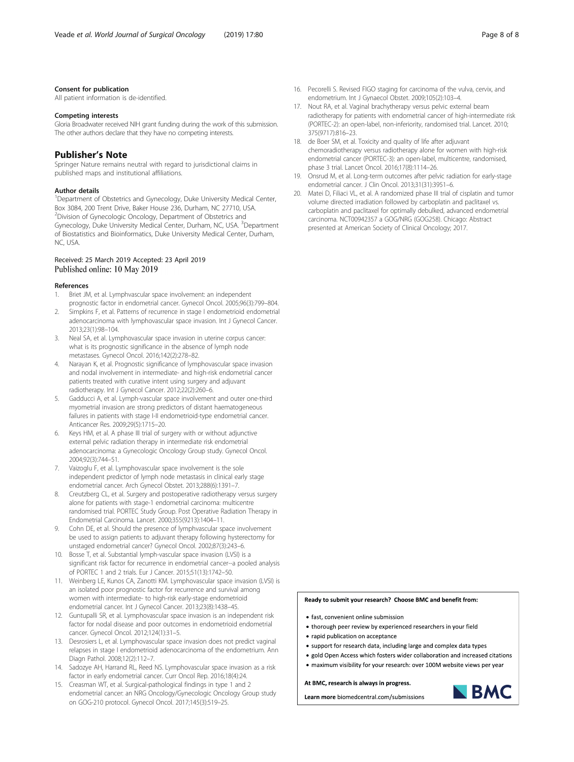### Consent for publication

All patient information is de-identified.

### Competing interests

Gloria Broadwater received NIH grant funding during the work of this submission. The other authors declare that they have no competing interests.

## Publisher's Note

Springer Nature remains neutral with regard to jurisdictional claims in published maps and institutional affiliations.

### Author details

[1]Department of Obstetrics and Gynecology, Duke University Medical Center, Box 3084, 200 Trent Drive, Baker House 236, Durham, NC 27710, USA. [2]Division of Gynecologic Oncology, Department of Obstetrics and Gynecology, Duke University Medical Center, Durham, NC, USA. [3]Department of Biostatistics and Bioinformatics, Duke University Medical Center, Durham, NC, USA.

Received: 25 March 2019 Accepted: 23 April 2019
Published online: 10 May 2019

### References

1. Briet JM, et al. Lymphvascular space involvement: an independent prognostic factor in endometrial cancer. Gynecol Oncol. 2005;96(3):799–804.
2. Simpkins F, et al. Patterns of recurrence in stage I endometrioid endometrial adenocarcinoma with lymphovascular space invasion. Int J Gynecol Cancer. 2013;23(1):98–104.
3. Neal SA, et al. Lymphovascular space invasion in uterine corpus cancer: what is its prognostic significance in the absence of lymph node metastases. Gynecol Oncol. 2016;142(2):278–82.
4. Narayan K, et al. Prognostic significance of lymphovascular space invasion and nodal involvement in intermediate- and high-risk endometrial cancer patients treated with curative intent using surgery and adjuvant radiotherapy. Int J Gynecol Cancer. 2012;22(2):260–6.
5. Gadducci A, et al. Lymph-vascular space involvement and outer one-third myometrial invasion are strong predictors of distant haematogeneous failures in patients with stage I-II endometrioid-type endometrial cancer. Anticancer Res. 2009;29(5):1715–20.
6. Keys HM, et al. A phase III trial of surgery with or without adjunctive external pelvic radiation therapy in intermediate risk endometrial adenocarcinoma: a Gynecologic Oncology Group study. Gynecol Oncol. 2004;92(3):744–51.
7. Vaizoglu F, et al. Lymphovascular space involvement is the sole independent predictor of lymph node metastasis in clinical early stage endometrial cancer. Arch Gynecol Obstet. 2013;288(6):1391–7.
8. Creutzberg CL, et al. Surgery and postoperative radiotherapy versus surgery alone for patients with stage-1 endometrial carcinoma: multicentre randomised trial. PORTEC Study Group. Post Operative Radiation Therapy in Endometrial Carcinoma. Lancet. 2000;355(9213):1404–11.
9. Cohn DE, et al. Should the presence of lymphvascular space involvement be used to assign patients to adjuvant therapy following hysterectomy for unstaged endometrial cancer? Gynecol Oncol. 2002;87(3):243–6.
10. Bosse T, et al. Substantial lymph-vascular space invasion (LVSI) is a significant risk factor for recurrence in endometrial cancer--a pooled analysis of PORTEC 1 and 2 trials. Eur J Cancer. 2015;51(13):1742–50.
11. Weinberg LE, Kunos CA, Zanotti KM. Lymphovascular space invasion (LVSI) is an isolated poor prognostic factor for recurrence and survival among women with intermediate- to high-risk early-stage endometrioid endometrial cancer. Int J Gynecol Cancer. 2013;23(8):1438–45.
12. Guntupalli SR, et al. Lymphovascular space invasion is an independent risk factor for nodal disease and poor outcomes in endometrioid endometrial cancer. Gynecol Oncol. 2012;124(1):31–5.
13. Desrosiers L, et al. Lymphovascular space invasion does not predict vaginal relapses in stage I endometrioid adenocarcinoma of the endometrium. Ann Diagn Pathol. 2008;12(2):112–7.
14. Sadozye AH, Harrand RL, Reed NS. Lymphovascular space invasion as a risk factor in early endometrial cancer. Curr Oncol Rep. 2016;18(4):24.
15. Creasman WT, et al. Surgical-pathological findings in type 1 and 2 endometrial cancer: an NRG Oncology/Gynecologic Oncology Group study on GOG-210 protocol. Gynecol Oncol. 2017;145(3):519–25.
16. Pecorelli S. Revised FIGO staging for carcinoma of the vulva, cervix, and endometrium. Int J Gynaecol Obstet. 2009;105(2):103–4.
17. Nout RA, et al. Vaginal brachytherapy versus pelvic external beam radiotherapy for patients with endometrial cancer of high-intermediate risk (PORTEC-2): an open-label, non-inferiority, randomised trial. Lancet. 2010; 375(9717):816–23.
18. de Boer SM, et al. Toxicity and quality of life after adjuvant chemoradiotherapy versus radiotherapy alone for women with high-risk endometrial cancer (PORTEC-3): an open-label, multicentre, randomised, phase 3 trial. Lancet Oncol. 2016;17(8):1114–26.
19. Onsrud M, et al. Long-term outcomes after pelvic radiation for early-stage endometrial cancer. J Clin Oncol. 2013;31(31):3951–6.
20. Matei D, Filiaci VL, et al. A randomized phase III trial of cisplatin and tumor volume directed irradiation followed by carboplatin and paclitaxel vs. carboplatin and paclitaxel for optimally debulked, advanced endometrial carcinoma. NCT00942357 a GOG/NRG (GOG258). Chicago: Abstract presented at American Society of Clinical Oncology; 2017.

**Ready to submit your research? Choose BMC and benefit from:**

- fast, convenient online submission
- thorough peer review by experienced researchers in your field
- rapid publication on acceptance
- support for research data, including large and complex data types
- gold Open Access which fosters wider collaboration and increased citations
- maximum visibility for your research: over 100M website views per year

**At BMC, research is always in progress.**

**Learn more** biomedcentral.com/submissions

BMC